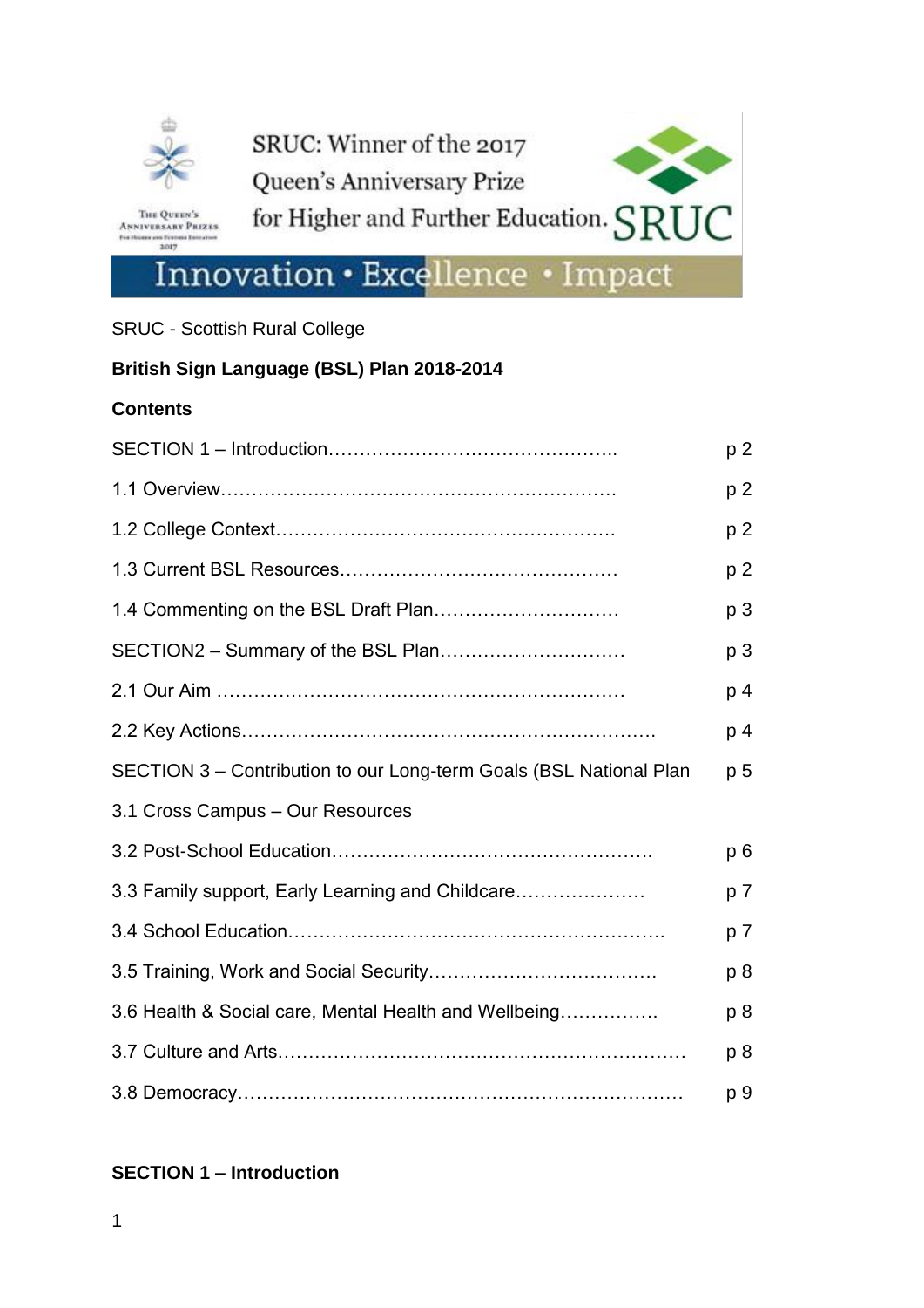SRUC: Winner of the 2017 Queen's Anniversary Prize for Higher and Further Education. SRUC

Innovation • Excellence • Impact

SRUC - Scottish Rural College

**British Sign Language (BSL) Plan 2018-2014**

**Contents**

| | |
|---|---|
| SECTION 1 – Introduction………………………………………….. | p 2 |
| 1.1 Overview……………………………………………………. | p 2 |
| 1.2 College Context……………………………………………. | p 2 |
| 1.3 Current BSL Resources……………………………………. | p 2 |
| 1.4 Commenting on the BSL Draft Plan……………………… | p 3 |
| SECTION2 – Summary of the BSL Plan………………………… | p 3 |
| 2.1 Our Aim ………………………………………………………… | p 4 |
| 2.2 Key Actions…………………………………………………………. | p 4 |
| SECTION 3 – Contribution to our Long-term Goals (BSL National Plan | p 5 |
| 3.1 Cross Campus – Our Resources | |
| 3.2 Post-School Education…………………………………………. | p 6 |
| 3.3 Family support, Early Learning and Childcare………………… | p 7 |
| 3.4 School Education…………………………………………………. | p 7 |
| 3.5 Training, Work and Social Security……………………………… | p 8 |
| 3.6 Health & Social care, Mental Health and Wellbeing……………. | p 8 |
| 3.7 Culture and Arts………………………………………………………… | p 8 |
| 3.8 Democracy…………………………………………………………… | p 9 |

## SECTION 1 – Introduction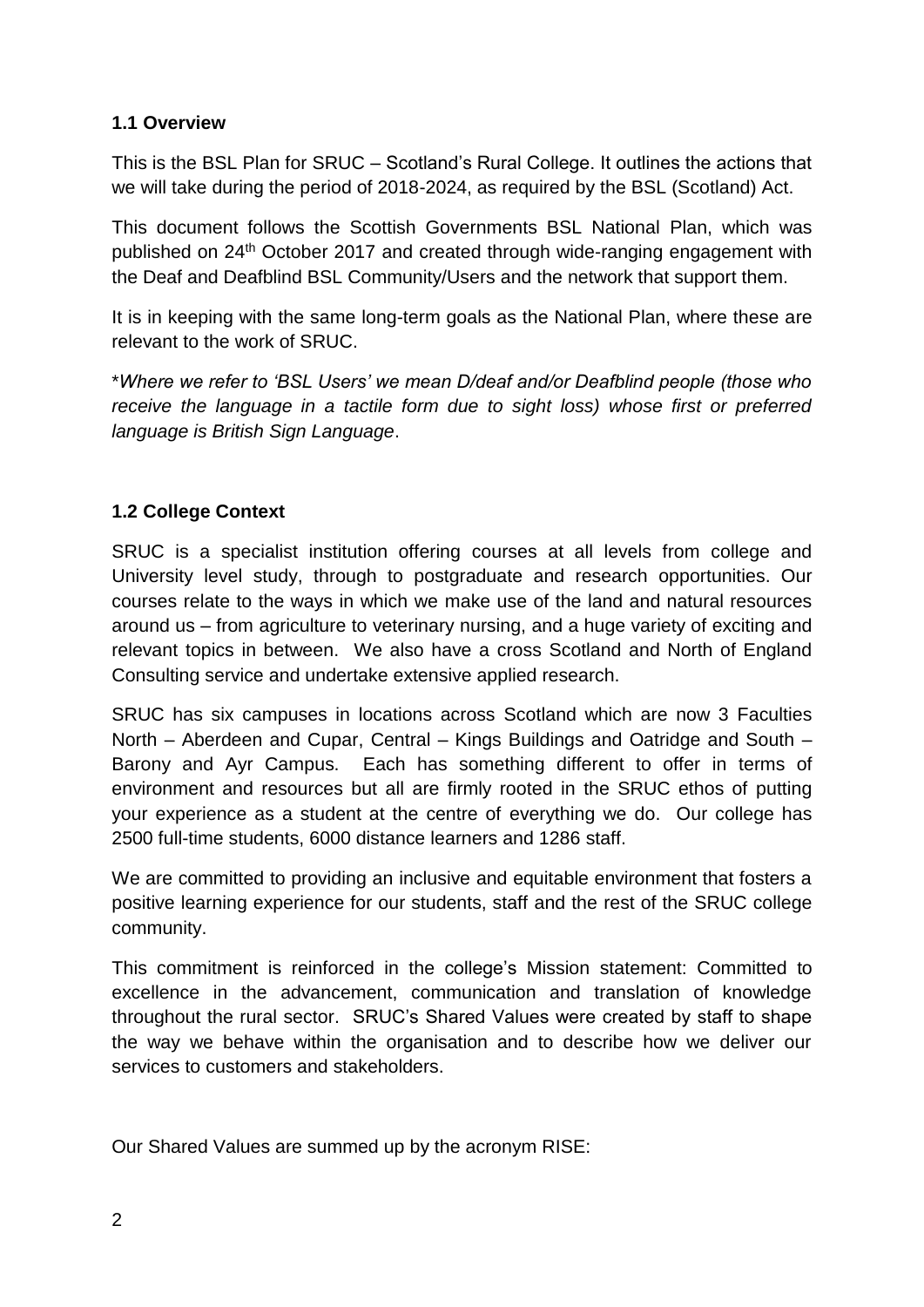### 1.1 Overview

This is the BSL Plan for SRUC – Scotland's Rural College. It outlines the actions that we will take during the period of 2018-2024, as required by the BSL (Scotland) Act.

This document follows the Scottish Governments BSL National Plan, which was published on 24th October 2017 and created through wide-ranging engagement with the Deaf and Deafblind BSL Community/Users and the network that support them.

It is in keeping with the same long-term goals as the National Plan, where these are relevant to the work of SRUC.

*\*Where we refer to 'BSL Users' we mean D/deaf and/or Deafblind people (those who receive the language in a tactile form due to sight loss) whose first or preferred language is British Sign Language*.

### 1.2 College Context

SRUC is a specialist institution offering courses at all levels from college and University level study, through to postgraduate and research opportunities. Our courses relate to the ways in which we make use of the land and natural resources around us – from agriculture to veterinary nursing, and a huge variety of exciting and relevant topics in between. We also have a cross Scotland and North of England Consulting service and undertake extensive applied research.

SRUC has six campuses in locations across Scotland which are now 3 Faculties North – Aberdeen and Cupar, Central – Kings Buildings and Oatridge and South – Barony and Ayr Campus. Each has something different to offer in terms of environment and resources but all are firmly rooted in the SRUC ethos of putting your experience as a student at the centre of everything we do. Our college has 2500 full-time students, 6000 distance learners and 1286 staff.

We are committed to providing an inclusive and equitable environment that fosters a positive learning experience for our students, staff and the rest of the SRUC college community.

This commitment is reinforced in the college's Mission statement: Committed to excellence in the advancement, communication and translation of knowledge throughout the rural sector. SRUC's Shared Values were created by staff to shape the way we behave within the organisation and to describe how we deliver our services to customers and stakeholders.

Our Shared Values are summed up by the acronym RISE: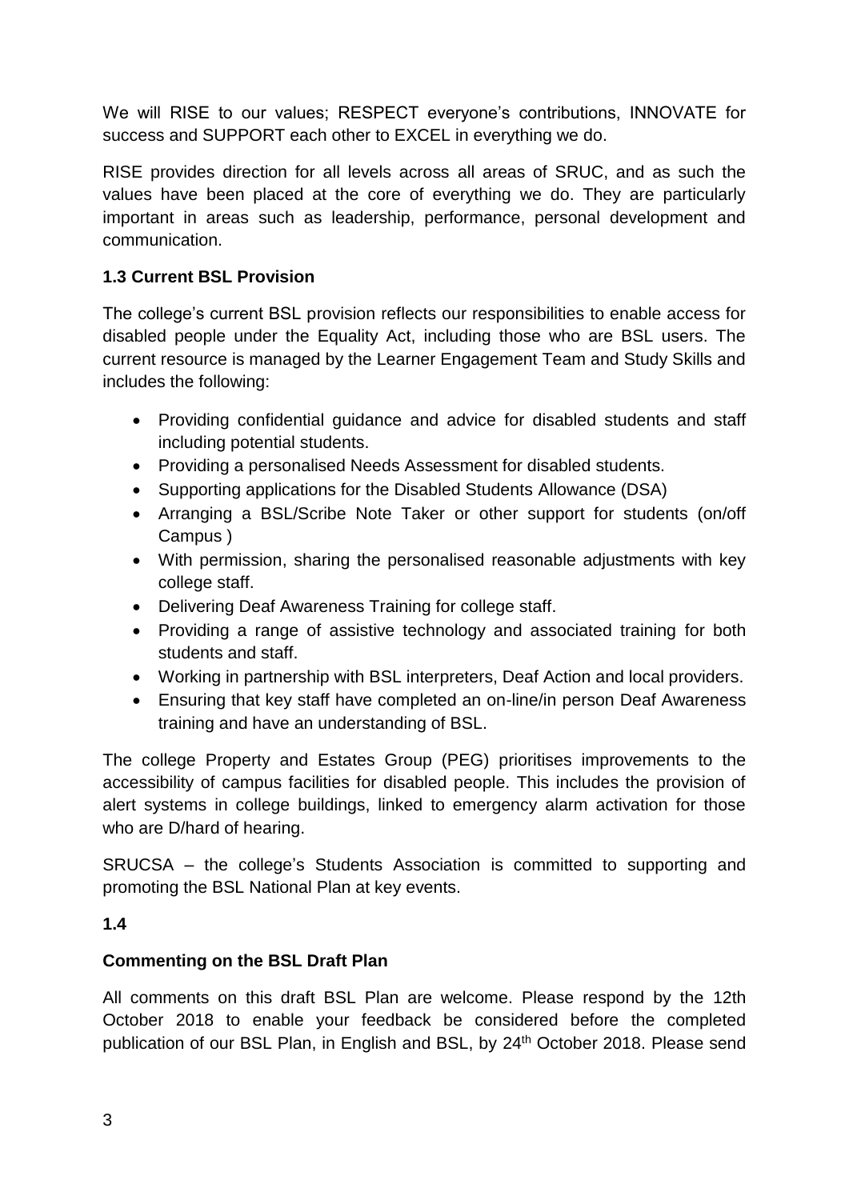We will RISE to our values; RESPECT everyone's contributions, INNOVATE for success and SUPPORT each other to EXCEL in everything we do.

RISE provides direction for all levels across all areas of SRUC, and as such the values have been placed at the core of everything we do. They are particularly important in areas such as leadership, performance, personal development and communication.

### 1.3 Current BSL Provision

The college's current BSL provision reflects our responsibilities to enable access for disabled people under the Equality Act, including those who are BSL users. The current resource is managed by the Learner Engagement Team and Study Skills and includes the following:

- Providing confidential guidance and advice for disabled students and staff including potential students.
- Providing a personalised Needs Assessment for disabled students.
- Supporting applications for the Disabled Students Allowance (DSA)
- Arranging a BSL/Scribe Note Taker or other support for students (on/off Campus )
- With permission, sharing the personalised reasonable adjustments with key college staff.
- Delivering Deaf Awareness Training for college staff.
- Providing a range of assistive technology and associated training for both students and staff.
- Working in partnership with BSL interpreters, Deaf Action and local providers.
- Ensuring that key staff have completed an on-line/in person Deaf Awareness training and have an understanding of BSL.

The college Property and Estates Group (PEG) prioritises improvements to the accessibility of campus facilities for disabled people. This includes the provision of alert systems in college buildings, linked to emergency alarm activation for those who are D/hard of hearing.

SRUCSA – the college's Students Association is committed to supporting and promoting the BSL National Plan at key events.

### 1.4

### Commenting on the BSL Draft Plan

All comments on this draft BSL Plan are welcome. Please respond by the 12th October 2018 to enable your feedback be considered before the completed publication of our BSL Plan, in English and BSL, by 24th October 2018. Please send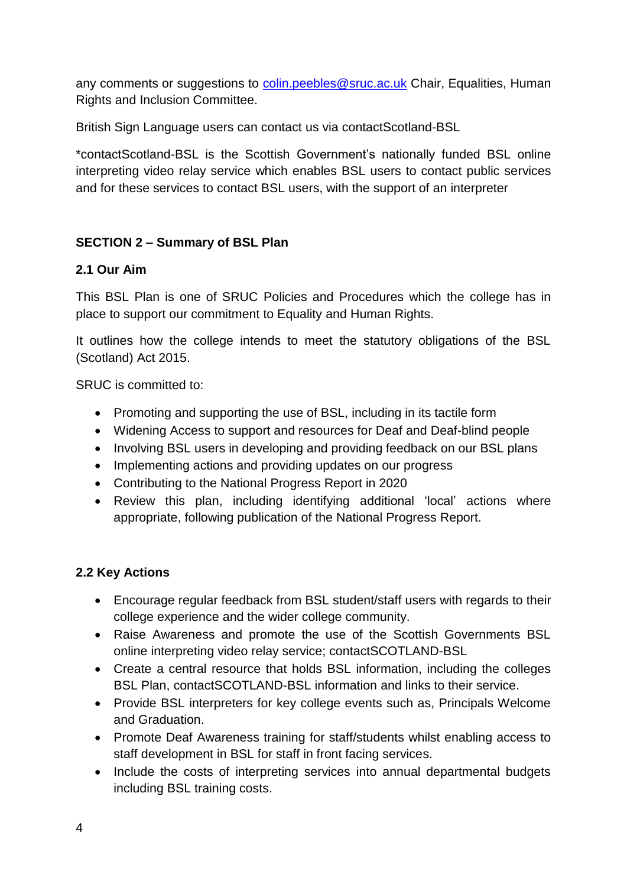any comments or suggestions to [colin.peebles@sruc.ac.uk](mailto:colin.peebles@sruc.ac.uk) Chair, Equalities, Human Rights and Inclusion Committee.

British Sign Language users can contact us via contactScotland-BSL

*contactScotland-BSL is the Scottish Government's nationally funded BSL online interpreting video relay service which enables BSL users to contact public services and for these services to contact BSL users, with the support of an interpreter

## SECTION 2 – Summary of BSL Plan

### 2.1 Our Aim

This BSL Plan is one of SRUC Policies and Procedures which the college has in place to support our commitment to Equality and Human Rights.

It outlines how the college intends to meet the statutory obligations of the BSL (Scotland) Act 2015.

SRUC is committed to:

- Promoting and supporting the use of BSL, including in its tactile form
- Widening Access to support and resources for Deaf and Deaf-blind people
- Involving BSL users in developing and providing feedback on our BSL plans
- Implementing actions and providing updates on our progress
- Contributing to the National Progress Report in 2020
- Review this plan, including identifying additional 'local' actions where appropriate, following publication of the National Progress Report.

### 2.2 Key Actions

- Encourage regular feedback from BSL student/staff users with regards to their college experience and the wider college community.
- Raise Awareness and promote the use of the Scottish Governments BSL online interpreting video relay service; contactSCOTLAND-BSL
- Create a central resource that holds BSL information, including the colleges BSL Plan, contactSCOTLAND-BSL information and links to their service.
- Provide BSL interpreters for key college events such as, Principals Welcome and Graduation.
- Promote Deaf Awareness training for staff/students whilst enabling access to staff development in BSL for staff in front facing services.
- Include the costs of interpreting services into annual departmental budgets including BSL training costs.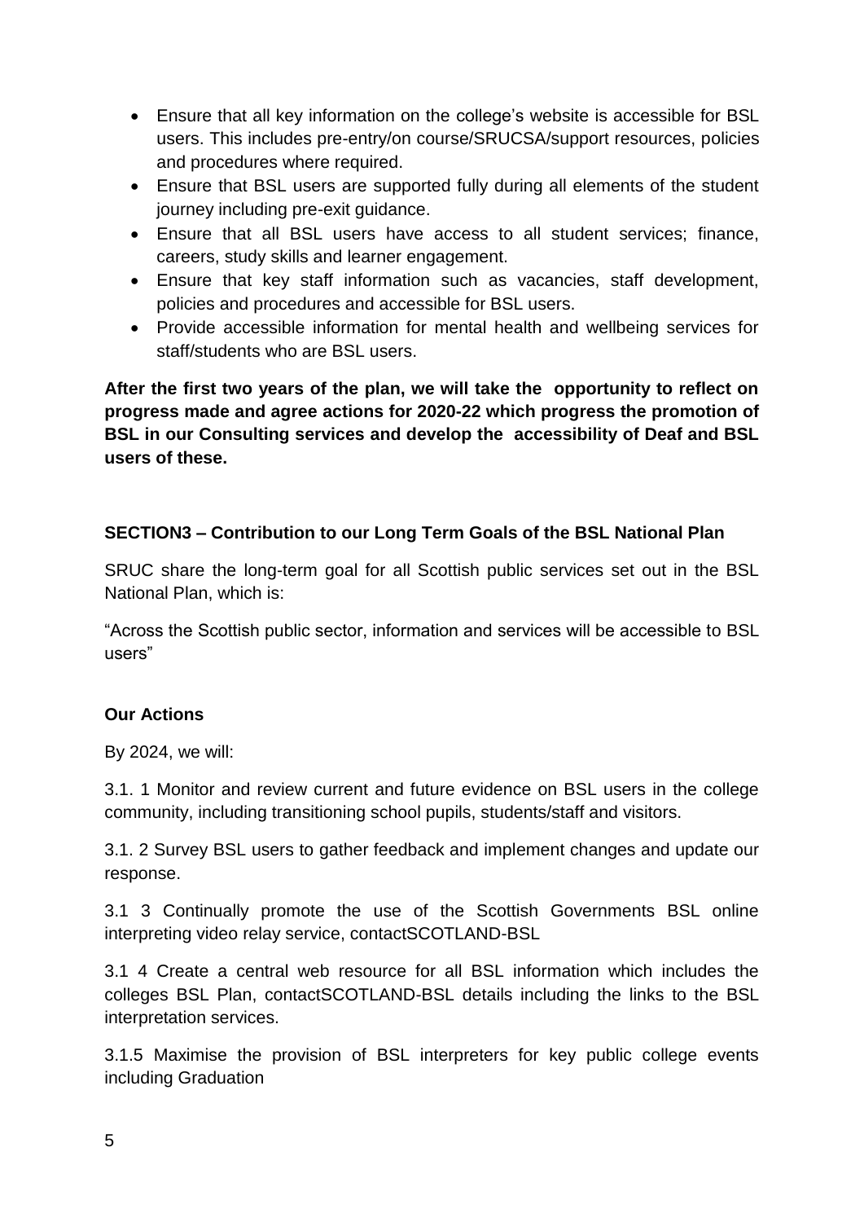- Ensure that all key information on the college's website is accessible for BSL users. This includes pre-entry/on course/SRUCSA/support resources, policies and procedures where required.
- Ensure that BSL users are supported fully during all elements of the student journey including pre-exit guidance.
- Ensure that all BSL users have access to all student services; finance, careers, study skills and learner engagement.
- Ensure that key staff information such as vacancies, staff development, policies and procedures and accessible for BSL users.
- Provide accessible information for mental health and wellbeing services for staff/students who are BSL users.

**After the first two years of the plan, we will take the opportunity to reflect on progress made and agree actions for 2020-22 which progress the promotion of BSL in our Consulting services and develop the accessibility of Deaf and BSL users of these.**

### SECTION3 – Contribution to our Long Term Goals of the BSL National Plan

SRUC share the long-term goal for all Scottish public services set out in the BSL National Plan, which is:

"Across the Scottish public sector, information and services will be accessible to BSL users"

#### Our Actions

By 2024, we will:

3.1. 1 Monitor and review current and future evidence on BSL users in the college community, including transitioning school pupils, students/staff and visitors.

3.1. 2 Survey BSL users to gather feedback and implement changes and update our response.

3.1 3 Continually promote the use of the Scottish Governments BSL online interpreting video relay service, contactSCOTLAND-BSL

3.1 4 Create a central web resource for all BSL information which includes the colleges BSL Plan, contactSCOTLAND-BSL details including the links to the BSL interpretation services.

3.1.5 Maximise the provision of BSL interpreters for key public college events including Graduation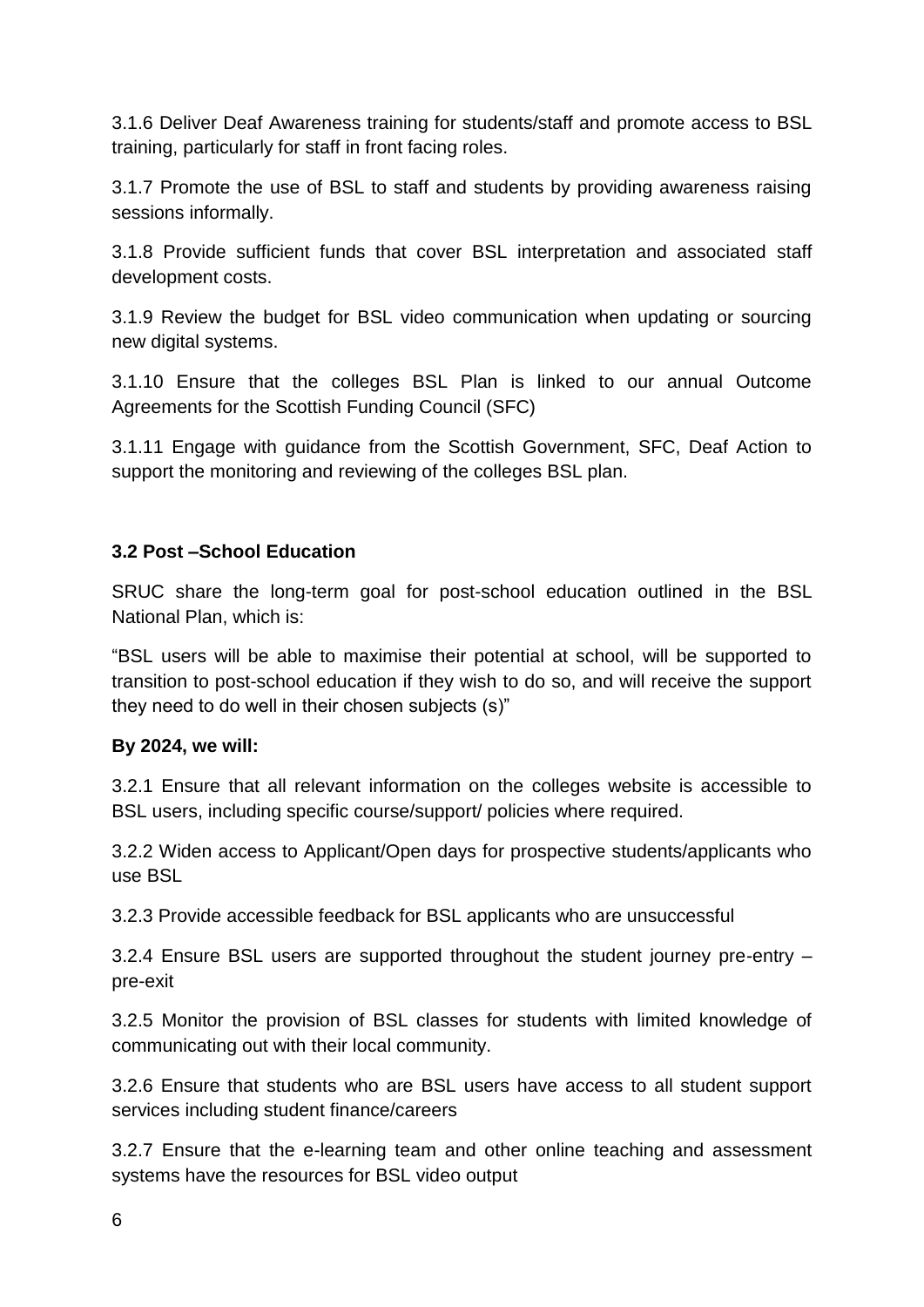3.1.6 Deliver Deaf Awareness training for students/staff and promote access to BSL training, particularly for staff in front facing roles.

3.1.7 Promote the use of BSL to staff and students by providing awareness raising sessions informally.

3.1.8 Provide sufficient funds that cover BSL interpretation and associated staff development costs.

3.1.9 Review the budget for BSL video communication when updating or sourcing new digital systems.

3.1.10 Ensure that the colleges BSL Plan is linked to our annual Outcome Agreements for the Scottish Funding Council (SFC)

3.1.11 Engage with guidance from the Scottish Government, SFC, Deaf Action to support the monitoring and reviewing of the colleges BSL plan.

### 3.2 Post –School Education

SRUC share the long-term goal for post-school education outlined in the BSL National Plan, which is:

"BSL users will be able to maximise their potential at school, will be supported to transition to post-school education if they wish to do so, and will receive the support they need to do well in their chosen subjects (s)"

**By 2024, we will:**

3.2.1 Ensure that all relevant information on the colleges website is accessible to BSL users, including specific course/support/ policies where required.

3.2.2 Widen access to Applicant/Open days for prospective students/applicants who use BSL

3.2.3 Provide accessible feedback for BSL applicants who are unsuccessful

3.2.4 Ensure BSL users are supported throughout the student journey pre-entry – pre-exit

3.2.5 Monitor the provision of BSL classes for students with limited knowledge of communicating out with their local community.

3.2.6 Ensure that students who are BSL users have access to all student support services including student finance/careers

3.2.7 Ensure that the e-learning team and other online teaching and assessment systems have the resources for BSL video output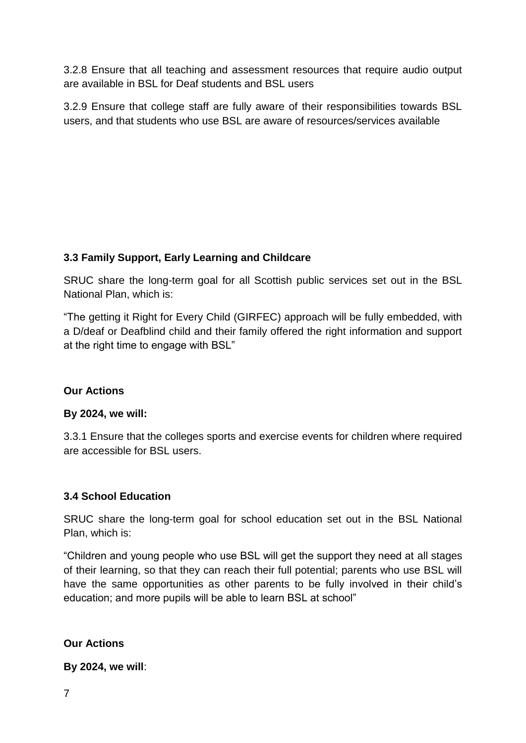3.2.8 Ensure that all teaching and assessment resources that require audio output are available in BSL for Deaf students and BSL users

3.2.9 Ensure that college staff are fully aware of their responsibilities towards BSL users, and that students who use BSL are aware of resources/services available

### 3.3 Family Support, Early Learning and Childcare

SRUC share the long-term goal for all Scottish public services set out in the BSL National Plan, which is:

“The getting it Right for Every Child (GIRFEC) approach will be fully embedded, with a D/deaf or Deafblind child and their family offered the right information and support at the right time to engage with BSL”

**Our Actions**

**By 2024, we will:**

3.3.1 Ensure that the colleges sports and exercise events for children where required are accessible for BSL users.

### 3.4 School Education

SRUC share the long-term goal for school education set out in the BSL National Plan, which is:

“Children and young people who use BSL will get the support they need at all stages of their learning, so that they can reach their full potential; parents who use BSL will have the same opportunities as other parents to be fully involved in their child’s education; and more pupils will be able to learn BSL at school”

**Our Actions**

**By 2024, we will**: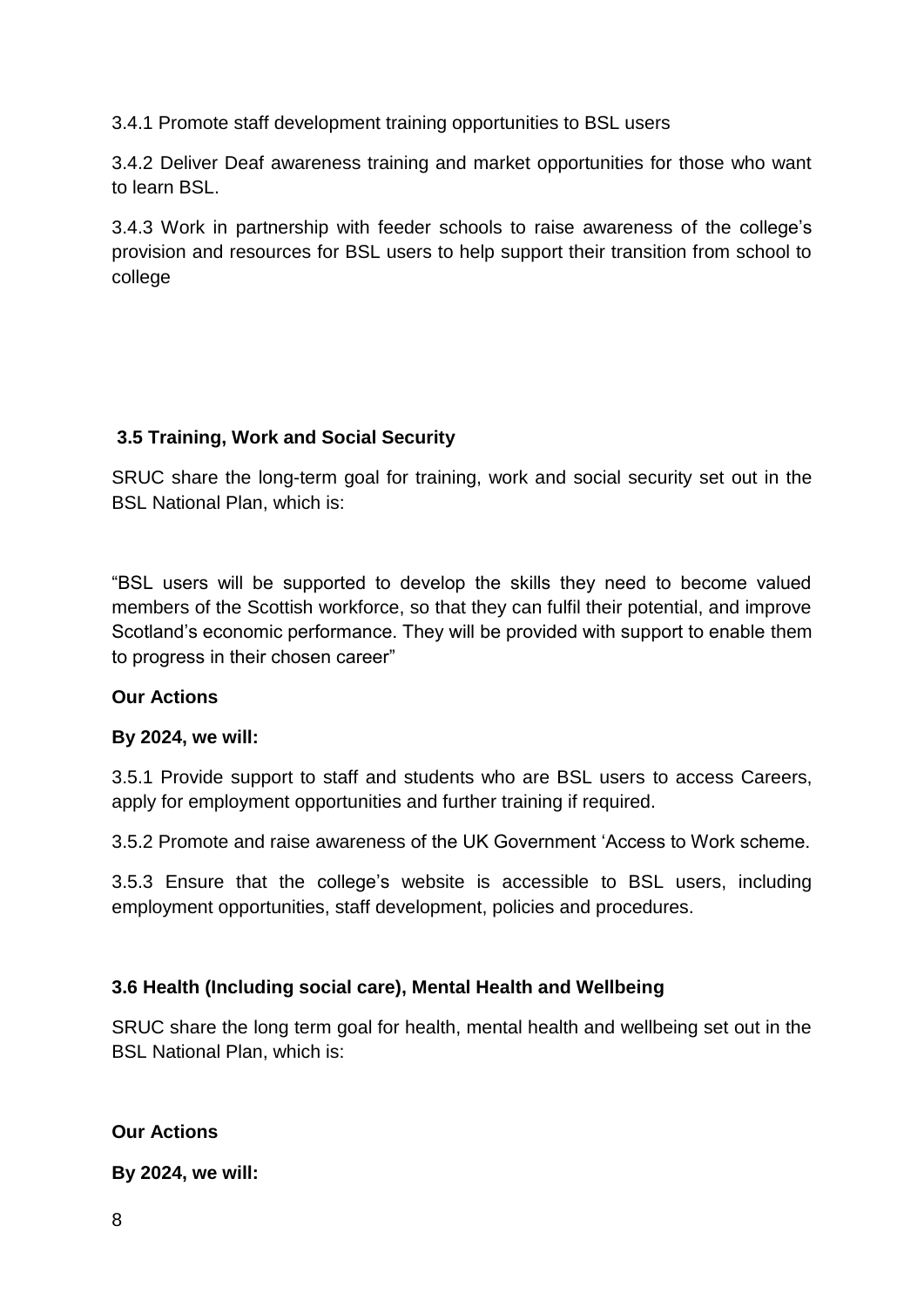3.4.1 Promote staff development training opportunities to BSL users

3.4.2 Deliver Deaf awareness training and market opportunities for those who want to learn BSL.

3.4.3 Work in partnership with feeder schools to raise awareness of the college's provision and resources for BSL users to help support their transition from school to college

### 3.5 Training, Work and Social Security

SRUC share the long-term goal for training, work and social security set out in the BSL National Plan, which is:

"BSL users will be supported to develop the skills they need to become valued members of the Scottish workforce, so that they can fulfil their potential, and improve Scotland's economic performance. They will be provided with support to enable them to progress in their chosen career"

**Our Actions**

**By 2024, we will:**

3.5.1 Provide support to staff and students who are BSL users to access Careers, apply for employment opportunities and further training if required.

3.5.2 Promote and raise awareness of the UK Government 'Access to Work scheme.

3.5.3 Ensure that the college's website is accessible to BSL users, including employment opportunities, staff development, policies and procedures.

### 3.6 Health (Including social care), Mental Health and Wellbeing

SRUC share the long term goal for health, mental health and wellbeing set out in the BSL National Plan, which is:

**Our Actions**

**By 2024, we will:**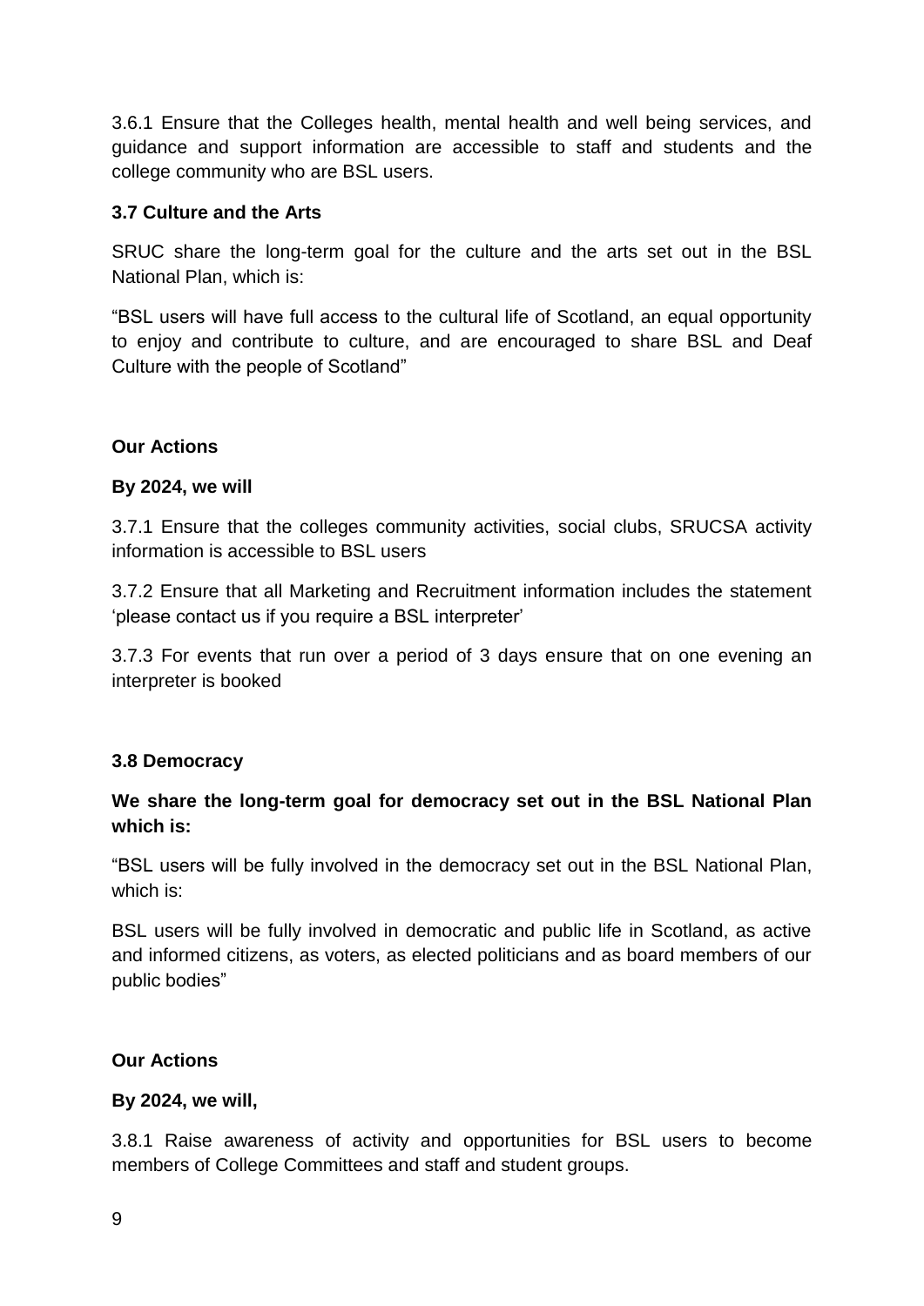3.6.1 Ensure that the Colleges health, mental health and well being services, and guidance and support information are accessible to staff and students and the college community who are BSL users.

### 3.7 Culture and the Arts

SRUC share the long-term goal for the culture and the arts set out in the BSL National Plan, which is:

“BSL users will have full access to the cultural life of Scotland, an equal opportunity to enjoy and contribute to culture, and are encouraged to share BSL and Deaf Culture with the people of Scotland”

**Our Actions**

**By 2024, we will**

3.7.1 Ensure that the colleges community activities, social clubs, SRUCSA activity information is accessible to BSL users

3.7.2 Ensure that all Marketing and Recruitment information includes the statement ‘please contact us if you require a BSL interpreter’

3.7.3 For events that run over a period of 3 days ensure that on one evening an interpreter is booked

### 3.8 Democracy

**We share the long-term goal for democracy set out in the BSL National Plan which is:**

“BSL users will be fully involved in the democracy set out in the BSL National Plan, which is:

BSL users will be fully involved in democratic and public life in Scotland, as active and informed citizens, as voters, as elected politicians and as board members of our public bodies”

**Our Actions**

**By 2024, we will,**

3.8.1 Raise awareness of activity and opportunities for BSL users to become members of College Committees and staff and student groups.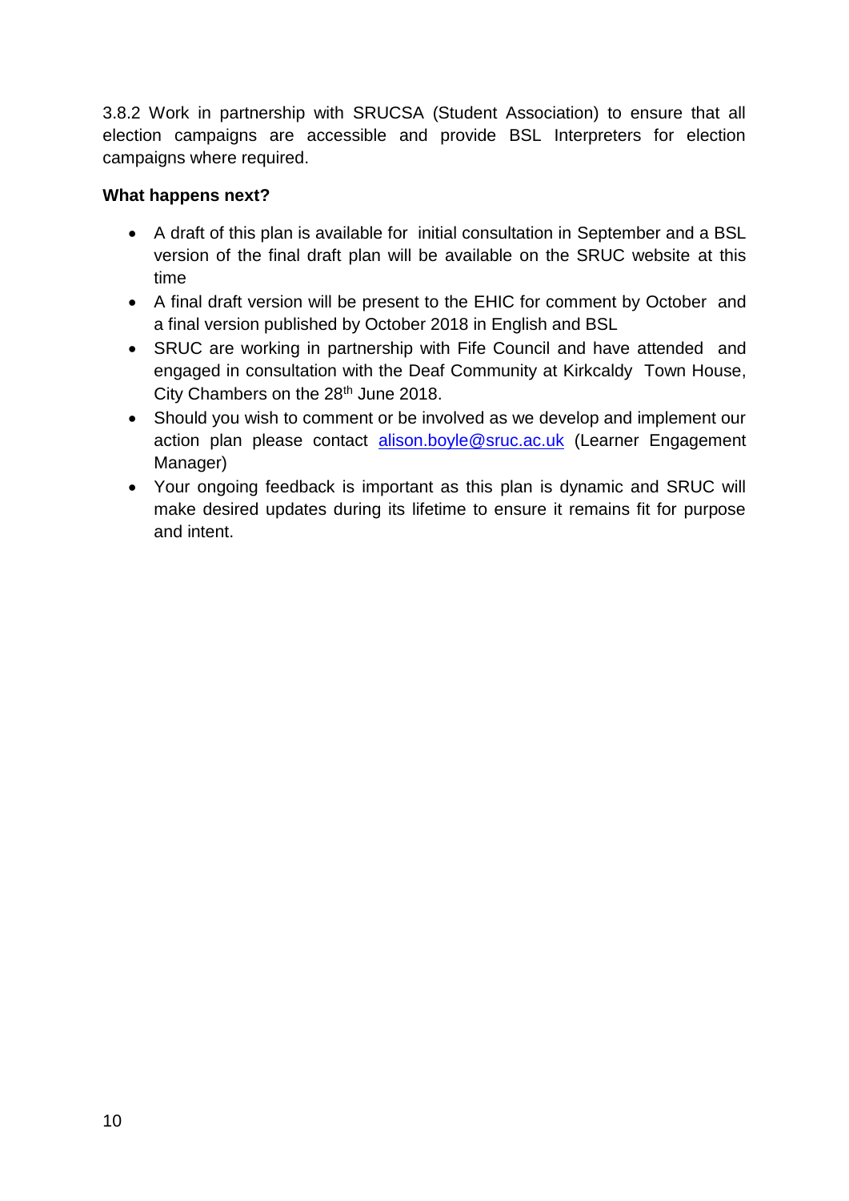3.8.2 Work in partnership with SRUCSA (Student Association) to ensure that all election campaigns are accessible and provide BSL Interpreters for election campaigns where required.

**What happens next?**

- A draft of this plan is available for initial consultation in September and a BSL version of the final draft plan will be available on the SRUC website at this time
- A final draft version will be present to the EHIC for comment by October and a final version published by October 2018 in English and BSL
- SRUC are working in partnership with Fife Council and have attended and engaged in consultation with the Deaf Community at Kirkcaldy Town House, City Chambers on the 28th June 2018.
- Should you wish to comment or be involved as we develop and implement our action plan please contact alison.boyle@sruc.ac.uk (Learner Engagement Manager)
- Your ongoing feedback is important as this plan is dynamic and SRUC will make desired updates during its lifetime to ensure it remains fit for purpose and intent.